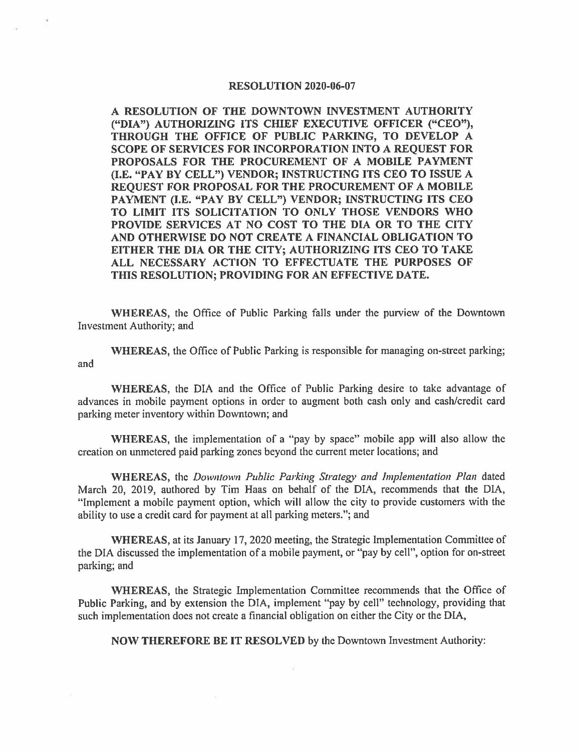## RESOLUTION 2020-06-07

**A RESOLUTION OF THE DOWNTOWN INVESTMENT AUTHORITY ("DIA") AUTHORIZING ITS CHIEF EXECUTIVE OFFICER ("CEO"), THROUGH THE OFFICE OF PUBLIC PARKING, TO DEVELOP A SCOPE OF SERVICES FOR INCORPORATION INTO A REQUEST FOR PROPOSALS FOR THE PROCUREMENT OF A MOBILE PAYMENT (I.E. "PAY BY CELL") VENDOR; INSTRUCTING ITS CEO TO ISSUE A REQUEST FOR PROPOSAL FOR THE PROCUREMENT OF A MOBILE PAYMENT (I.E. "PAY BY CELL") VENDOR; INSTRUCTING ITS CEO TO LIMIT ITS SOLICITATION TO ONLY THOSE VENDORS WHO PROVIDE SERVICES AT NO COST TO THE DIA OR TO THE CITY AND OTHERWISE DO NOT CREATE A FINANCIAL OBLIGATION TO EITHER THE DIA OR THE CITY; AUTHORIZING ITS CEO TO TAKE ALL NECESSARY ACTION TO EFFECTUATE THE PURPOSES OF THIS RESOLUTION; PROVIDING FOR AN EFFECTIVE DATE.**

**WHEREAS**, the Office of Public Parking falls under the purview of the Downtown Investment Authority; and

**WHEREAS**, the Office of Public Parking is responsible for managing on-street parking; and

**WHEREAS**, the DIA and the Office of Public Parking desire to take advantage of advances in mobile payment options in order to augment both cash only and cash/credit card parking meter inventory within Downtown; and

**WHEREAS**, the implementation of a "pay by space" mobile app will also allow the creation on unmetered paid parking zones beyond the current meter locations; and

**WHEREAS**, the *Downtown Public Parking Strategy and Implementation Plan* dated March 20, 2019, authored by Tim Haas on behalf of the DIA, recommends that the DIA, "Implement a mobile payment option, which will allow the city to provide customers with the ability to use a credit card for payment at all parking meters."; and

**WHEREAS**, at its January 17, 2020 meeting, the Strategic Implementation Committee of the DIA discussed the implementation of a mobile payment, or "pay by cell", option for on-street parking; and

**WHEREAS**, the Strategic Implementation Committee recommends that the Office of Public Parking, and by extension the DIA, implement "pay by cell" technology, providing that such implementation does not create a financial obligation on either the City or the DIA,

**NOW THEREFORE BE IT RESOLVED** by the Downtown Investment Authority: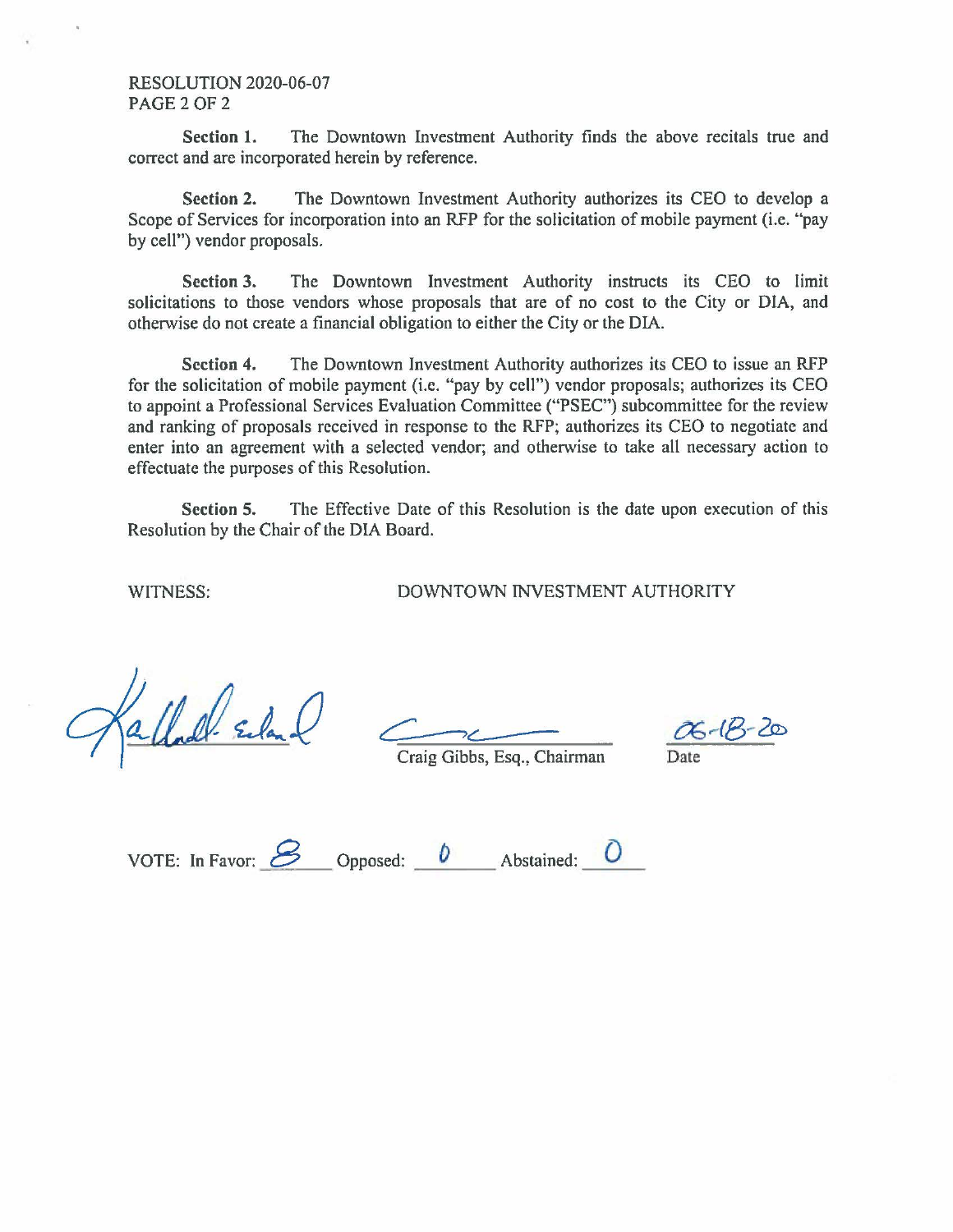RESOLUTION 2020-06-07
PAGE 2 OF 2

**Section 1.** The Downtown Investment Authority finds the above recitals true and correct and are incorporated herein by reference.

**Section 2.** The Downtown Investment Authority authorizes its CEO to develop a Scope of Services for incorporation into an RFP for the solicitation of mobile payment (i.e. "pay by cell") vendor proposals.

**Section 3.** The Downtown Investment Authority instructs its CEO to limit solicitations to those vendors whose proposals that are of no cost to the City or DIA, and otherwise do not create a financial obligation to either the City or the DIA.

**Section 4.** The Downtown Investment Authority authorizes its CEO to issue an RFP for the solicitation of mobile payment (i.e. "pay by cell") vendor proposals; authorizes its CEO to appoint a Professional Services Evaluation Committee ("PSEC") subcommittee for the review and ranking of proposals received in response to the RFP; authorizes its CEO to negotiate and enter into an agreement with a selected vendor; and otherwise to take all necessary action to effectuate the purposes of this Resolution.

**Section 5.** The Effective Date of this Resolution is the date upon execution of this Resolution by the Chair of the DIA Board.

WITNESS: DOWNTOWN INVESTMENT AUTHORITY

Craig Gibbs, Esq., Chairman

06-18-20
Date

VOTE: In Favor: 8 Opposed: 0 Abstained: 0